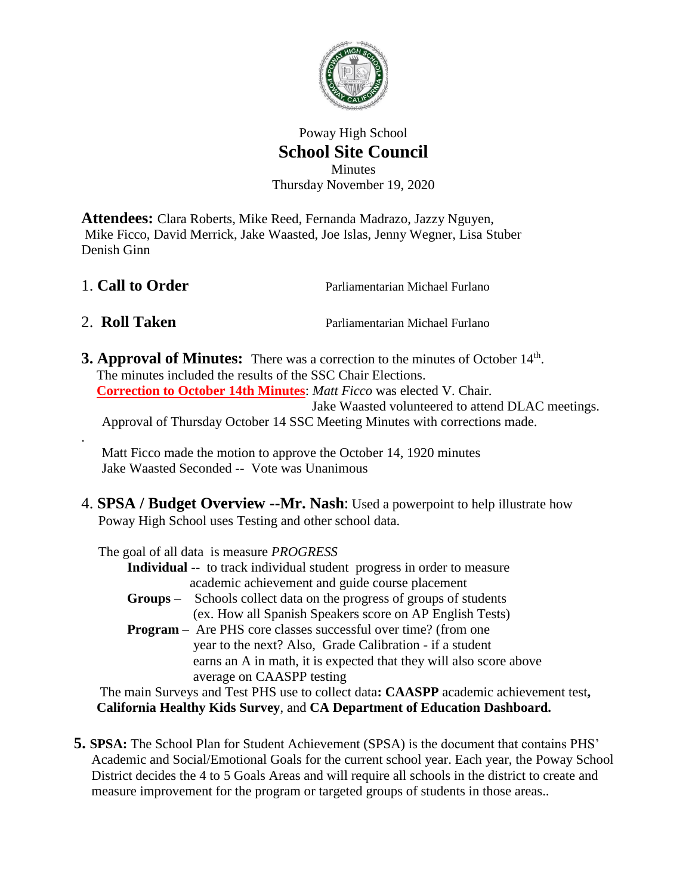Poway High School

# School Site Council

Minutes

Thursday November 19, 2020

**Attendees:** Clara Roberts, Mike Reed, Fernanda Madrazo, Jazzy Nguyen, Mike Ficco, David Merrick, Jake Waasted, Joe Islas, Jenny Wegner, Lisa Stuber Denish Ginn

1. **Call to Order** — Parliamentarian Michael Furlano

2. **Roll Taken** — Parliamentarian Michael Furlano

3. **Approval of Minutes:** There was a correction to the minutes of October 14th. The minutes included the results of the SSC Chair Elections.

   **Correction to October 14th Minutes**: *Matt Ficco* was elected V. Chair.
   Jake Waasted volunteered to attend DLAC meetings.

   Approval of Thursday October 14 SSC Meeting Minutes with corrections made.

   Matt Ficco made the motion to approve the October 14, 1920 minutes
   Jake Waasted Seconded -- Vote was Unanimous

4. **SPSA / Budget Overview --Mr. Nash**: Used a powerpoint to help illustrate how Poway High School uses Testing and other school data.

   The goal of all data is measure *PROGRESS*

   - **Individual** -- to track individual student progress in order to measure academic achievement and guide course placement
   - **Groups** – Schools collect data on the progress of groups of students (ex. How all Spanish Speakers score on AP English Tests)
   - **Program** – Are PHS core classes successful over time? (from one year to the next? Also, Grade Calibration - if a student earns an A in math, it is expected that they will also score above average on CAASPP testing

   The main Surveys and Test PHS use to collect data**: CAASPP** academic achievement test**, California Healthy Kids Survey**, and **CA Department of Education Dashboard.**

5. **SPSA:** The School Plan for Student Achievement (SPSA) is the document that contains PHS' Academic and Social/Emotional Goals for the current school year. Each year, the Poway School District decides the 4 to 5 Goals Areas and will require all schools in the district to create and measure improvement for the program or targeted groups of students in those areas..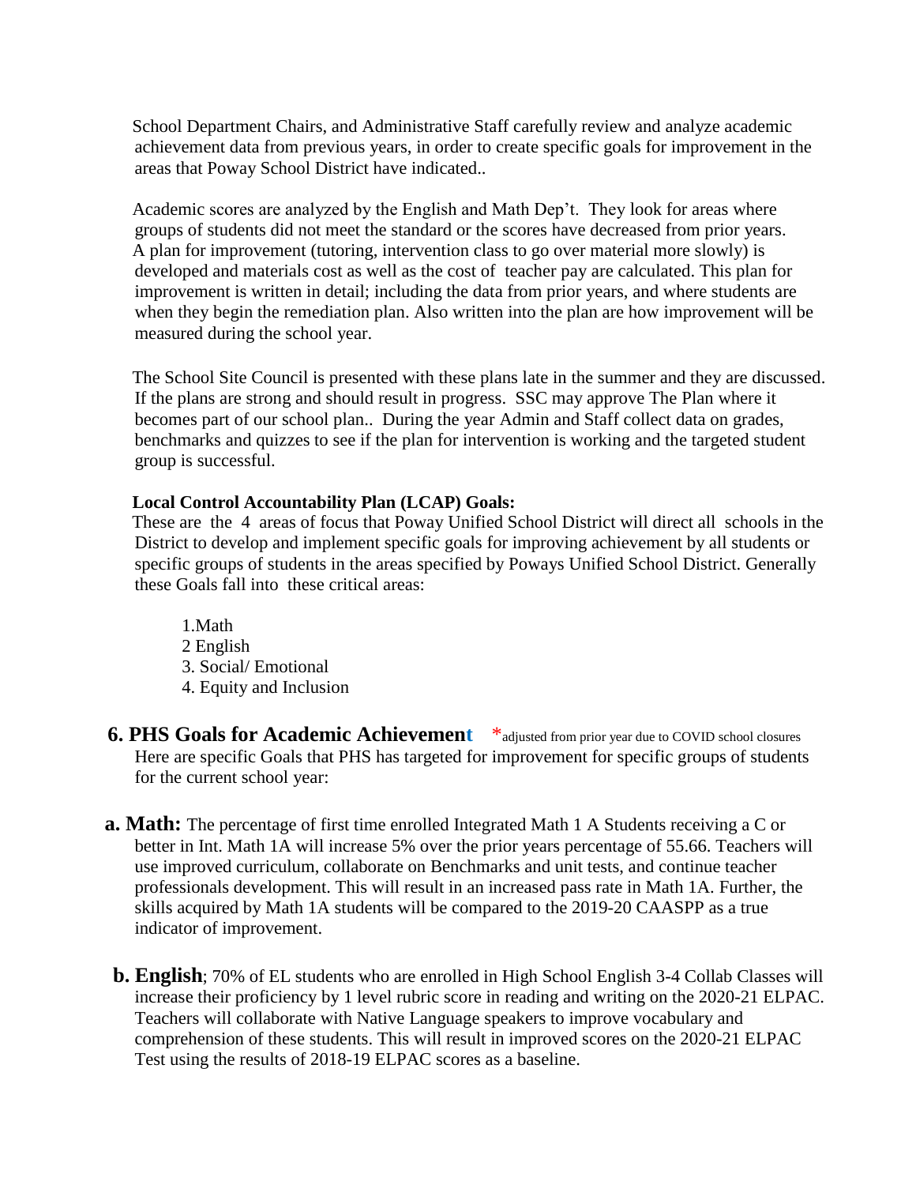School Department Chairs, and Administrative Staff carefully review and analyze academic achievement data from previous years, in order to create specific goals for improvement in the areas that Poway School District have indicated..

Academic scores are analyzed by the English and Math Dep't. They look for areas where groups of students did not meet the standard or the scores have decreased from prior years. A plan for improvement (tutoring, intervention class to go over material more slowly) is developed and materials cost as well as the cost of teacher pay are calculated. This plan for improvement is written in detail; including the data from prior years, and where students are when they begin the remediation plan. Also written into the plan are how improvement will be measured during the school year.

The School Site Council is presented with these plans late in the summer and they are discussed. If the plans are strong and should result in progress. SSC may approve The Plan where it becomes part of our school plan.. During the year Admin and Staff collect data on grades, benchmarks and quizzes to see if the plan for intervention is working and the targeted student group is successful.

**Local Control Accountability Plan (LCAP) Goals:**

These are the 4 areas of focus that Poway Unified School District will direct all schools in the District to develop and implement specific goals for improving achievement by all students or specific groups of students in the areas specified by Poways Unified School District. Generally these Goals fall into these critical areas:

1.Math
2 English
3. Social/ Emotional
4. Equity and Inclusion

## 6. PHS Goals for Academic Achievement *adjusted from prior year due to COVID school closures

Here are specific Goals that PHS has targeted for improvement for specific groups of students for the current school year:

**a. Math:** The percentage of first time enrolled Integrated Math 1 A Students receiving a C or better in Int. Math 1A will increase 5% over the prior years percentage of 55.66. Teachers will use improved curriculum, collaborate on Benchmarks and unit tests, and continue teacher professionals development. This will result in an increased pass rate in Math 1A. Further, the skills acquired by Math 1A students will be compared to the 2019-20 CAASPP as a true indicator of improvement.

**b. English**; 70% of EL students who are enrolled in High School English 3-4 Collab Classes will increase their proficiency by 1 level rubric score in reading and writing on the 2020-21 ELPAC. Teachers will collaborate with Native Language speakers to improve vocabulary and comprehension of these students. This will result in improved scores on the 2020-21 ELPAC Test using the results of 2018-19 ELPAC scores as a baseline.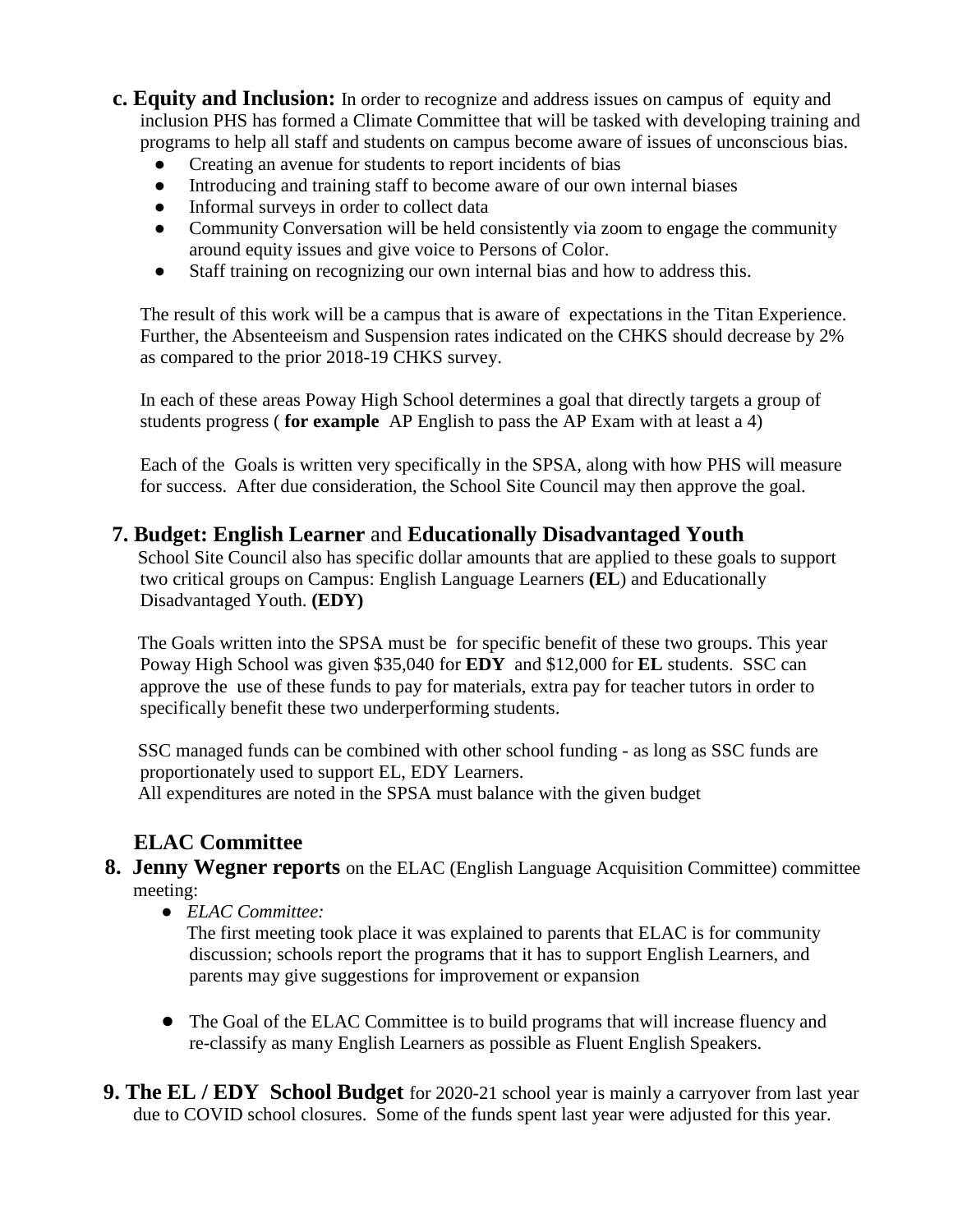**c. Equity and Inclusion:** In order to recognize and address issues on campus of equity and inclusion PHS has formed a Climate Committee that will be tasked with developing training and programs to help all staff and students on campus become aware of issues of unconscious bias.

- Creating an avenue for students to report incidents of bias
- Introducing and training staff to become aware of our own internal biases
- Informal surveys in order to collect data
- Community Conversation will be held consistently via zoom to engage the community around equity issues and give voice to Persons of Color.
- Staff training on recognizing our own internal bias and how to address this.

The result of this work will be a campus that is aware of expectations in the Titan Experience. Further, the Absenteeism and Suspension rates indicated on the CHKS should decrease by 2% as compared to the prior 2018-19 CHKS survey.

In each of these areas Poway High School determines a goal that directly targets a group of students progress ( **for example** AP English to pass the AP Exam with at least a 4)

Each of the Goals is written very specifically in the SPSA, along with how PHS will measure for success. After due consideration, the School Site Council may then approve the goal.

**7. Budget: English Learner** and **Educationally Disadvantaged Youth**

School Site Council also has specific dollar amounts that are applied to these goals to support two critical groups on Campus: English Language Learners **(EL)** and Educationally Disadvantaged Youth. **(EDY)**

The Goals written into the SPSA must be for specific benefit of these two groups. This year Poway High School was given $35,040 for **EDY** and $12,000 for **EL** students. SSC can approve the use of these funds to pay for materials, extra pay for teacher tutors in order to specifically benefit these two underperforming students.

SSC managed funds can be combined with other school funding - as long as SSC funds are proportionately used to support EL, EDY Learners.
All expenditures are noted in the SPSA must balance with the given budget

## ELAC Committee

**8. Jenny Wegner reports** on the ELAC (English Language Acquisition Committee) committee meeting:

- *ELAC Committee:*
  The first meeting took place it was explained to parents that ELAC is for community discussion; schools report the programs that it has to support English Learners, and parents may give suggestions for improvement or expansion

- The Goal of the ELAC Committee is to build programs that will increase fluency and re-classify as many English Learners as possible as Fluent English Speakers.

**9. The EL / EDY School Budget** for 2020-21 school year is mainly a carryover from last year due to COVID school closures. Some of the funds spent last year were adjusted for this year.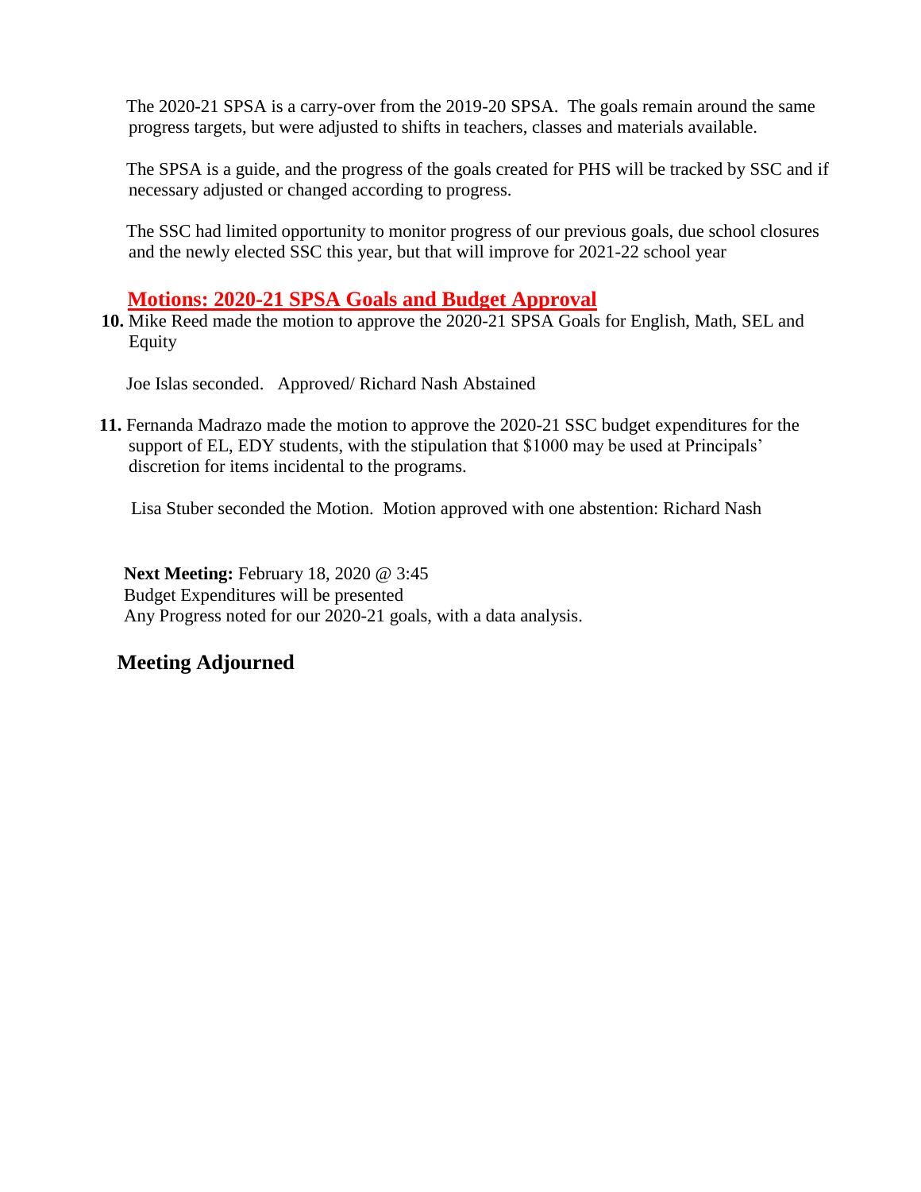The 2020-21 SPSA is a carry-over from the 2019-20 SPSA. The goals remain around the same progress targets, but were adjusted to shifts in teachers, classes and materials available.

The SPSA is a guide, and the progress of the goals created for PHS will be tracked by SSC and if necessary adjusted or changed according to progress.

The SSC had limited opportunity to monitor progress of our previous goals, due school closures and the newly elected SSC this year, but that will improve for 2021-22 school year

## Motions: 2020-21 SPSA Goals and Budget Approval

**10.** Mike Reed made the motion to approve the 2020-21 SPSA Goals for English, Math, SEL and Equity

Joe Islas seconded. Approved/ Richard Nash Abstained

**11.** Fernanda Madrazo made the motion to approve the 2020-21 SSC budget expenditures for the support of EL, EDY students, with the stipulation that $1000 may be used at Principals' discretion for items incidental to the programs.

Lisa Stuber seconded the Motion. Motion approved with one abstention: Richard Nash

**Next Meeting:** February 18, 2020 @ 3:45
Budget Expenditures will be presented
Any Progress noted for our 2020-21 goals, with a data analysis.

## Meeting Adjourned